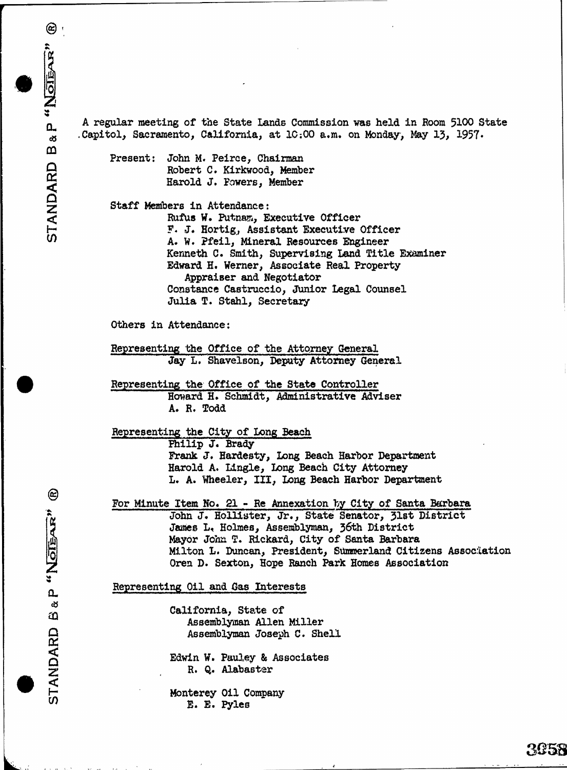A regular meeting of the State Lands Commission was held in Room 5100 State Capitol, Sacramento, California, at 10:00 a.m. on Monday, May 13, 1957.

Present: John M. Peirce, Chairman
Robert C. Kirkwood, Member
Harold J. Powers, Member

Staff Members in Attendance:
Rufus W. Putnam, Executive Officer
F. J. Hortig, Assistant Executive Officer
A. W. Pfeil, Mineral Resources Engineer
Kenneth C. Smith, Supervising Land Title Examiner
Edward H. Werner, Associate Real Property Appraiser and Negotiator
Constance Castruccio, Junior Legal Counsel
Julia T. Stahl, Secretary

Others in Attendance:

Representing the Office of the Attorney General
Jay L. Shavelson, Deputy Attorney General

Representing the Office of the State Controller
Howard H. Schmidt, Administrative Adviser
A. R. Todd

Representing the City of Long Beach
Philip J. Brady
Frank J. Hardesty, Long Beach Harbor Department
Harold A. Lingle, Long Beach City Attorney
L. A. Wheeler, III, Long Beach Harbor Department

For Minute Item No. 21 - Re Annexation by City of Santa Barbara
John J. Hollister, Jr., State Senator, 31st District
James L. Holmes, Assemblyman, 36th District
Mayor John T. Rickard, City of Santa Barbara
Milton L. Duncan, President, Summerland Citizens Association
Oren D. Sexton, Hope Ranch Park Homes Association

Representing Oil and Gas Interests

California, State of
Assemblyman Allen Miller
Assemblyman Joseph C. Shell

Edwin W. Pauley & Associates
R. Q. Alabaster

Monterey Oil Company
E. E. Pyles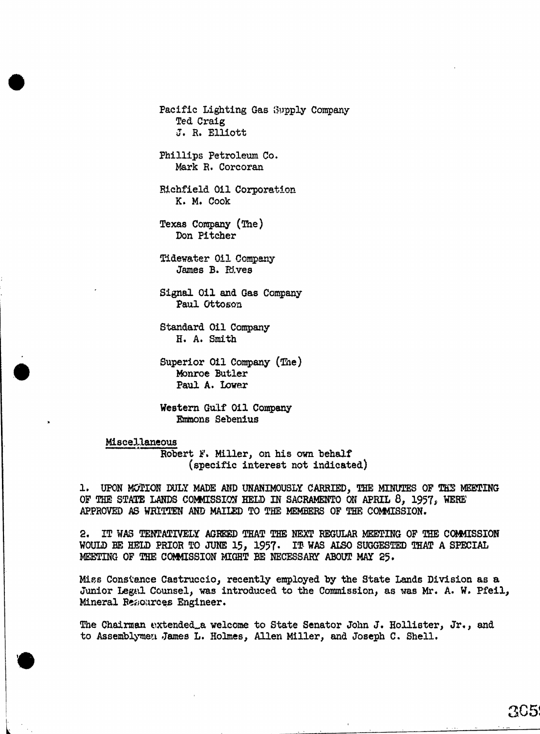Pacific Lighting Gas Supply Company
Ted Craig
J. R. Elliott

Phillips Petroleum Co.
Mark R. Corcoran

Richfield Oil Corporation
K. M. Cook

Texas Company (The)
Don Pitcher

Tidewater Oil Company
James B. Rives

Signal Oil and Gas Company
Paul Ottoson

Standard Oil Company
H. A. Smith

Superior Oil Company (The)
Monroe Butler
Paul A. Lower

Western Gulf Oil Company
Emmons Sebenius

Miscellaneous

Robert F. Miller, on his own behalf
(specific interest not indicated)

1. UPON MOTION DULY MADE AND UNANIMOUSLY CARRIED, THE MINUTES OF THE MEETING OF THE STATE LANDS COMMISSION HELD IN SACRAMENTO ON APRIL 8, 1957, WERE APPROVED AS WRITTEN AND MAILED TO THE MEMBERS OF THE COMMISSION.

2. IT WAS TENTATIVELY AGREED THAT THE NEXT REGULAR MEETING OF THE COMMISSION WOULD BE HELD PRIOR TO JUNE 15, 1957. IT WAS ALSO SUGGESTED THAT A SPECIAL MEETING OF THE COMMISSION MIGHT BE NECESSARY ABOUT MAY 25.

Miss Constance Castruccio, recently employed by the State Lands Division as a Junior Legal Counsel, was introduced to the Commission, as was Mr. A. W. Pfeil, Mineral Resources Engineer.

The Chairman extended a welcome to State Senator John J. Hollister, Jr., and to Assemblymen James L. Holmes, Allen Miller, and Joseph C. Shell.